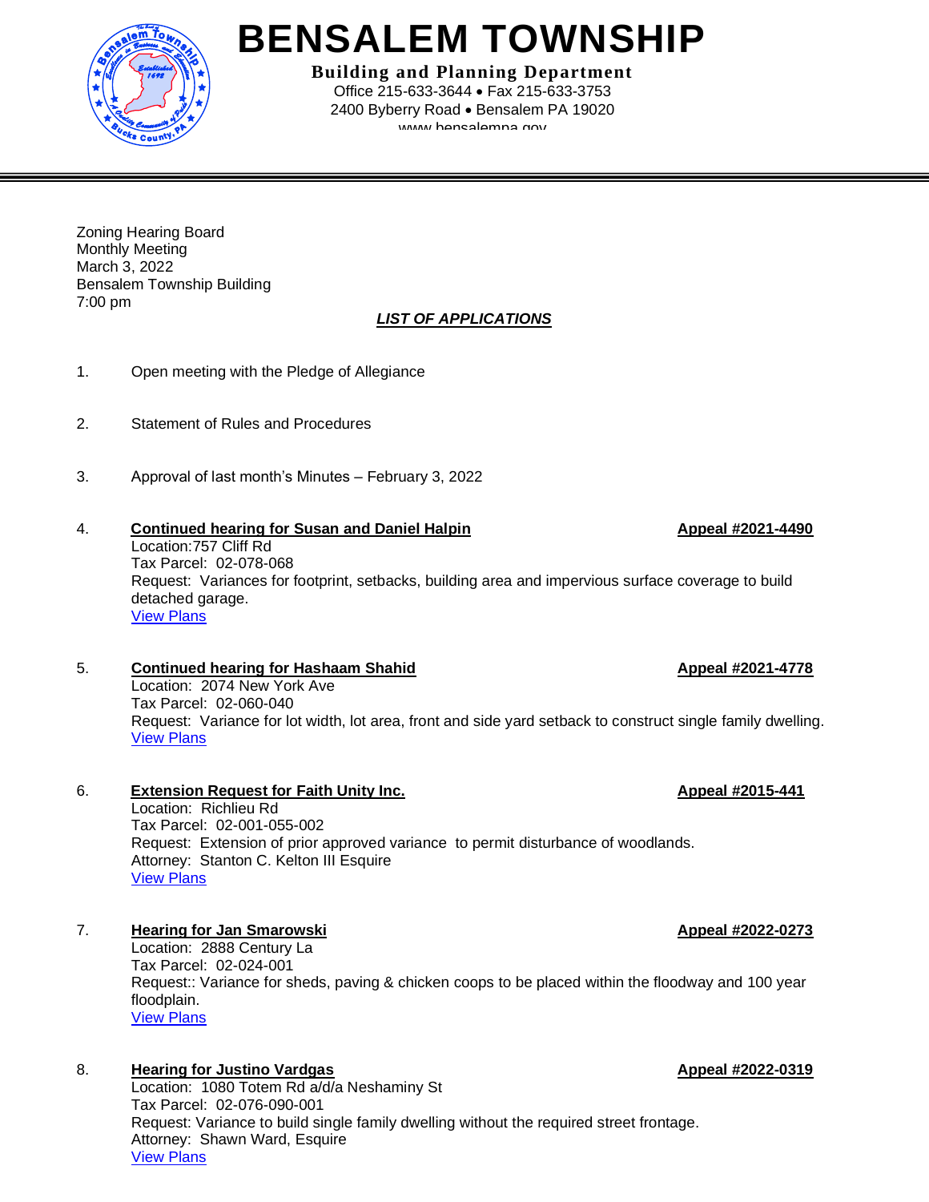# BENSALEM TOWNSHIP

**Building and Planning Department**
Office 215-633-3644 • Fax 215-633-3753
2400 Byberry Road • Bensalem PA 19020
www.bensalempa.gov

---

Zoning Hearing Board
Monthly Meeting
March 3, 2022
Bensalem Township Building
7:00 pm

***LIST OF APPLICATIONS***

1. Open meeting with the Pledge of Allegiance

2. Statement of Rules and Procedures

3. Approval of last month's Minutes – February 3, 2022

4. **Continued hearing for Susan and Daniel Halpin** **Appeal #2021-4490**
   Location:757 Cliff Rd
   Tax Parcel: 02-078-068
   Request: Variances for footprint, setbacks, building area and impervious surface coverage to build detached garage.
   View Plans

5. **Continued hearing for Hashaam Shahid** **Appeal #2021-4778**
   Location: 2074 New York Ave
   Tax Parcel: 02-060-040
   Request: Variance for lot width, lot area, front and side yard setback to construct single family dwelling.
   View Plans

6. **Extension Request for Faith Unity Inc.** **Appeal #2015-441**
   Location: Richlieu Rd
   Tax Parcel: 02-001-055-002
   Request: Extension of prior approved variance to permit disturbance of woodlands.
   Attorney: Stanton C. Kelton III Esquire
   View Plans

7. **Hearing for Jan Smarowski** **Appeal #2022-0273**
   Location: 2888 Century La
   Tax Parcel: 02-024-001
   Request:: Variance for sheds, paving & chicken coops to be placed within the floodway and 100 year floodplain.
   View Plans

8. **Hearing for Justino Vardgas** **Appeal #2022-0319**
   Location: 1080 Totem Rd a/d/a Neshaminy St
   Tax Parcel: 02-076-090-001
   Request: Variance to build single family dwelling without the required street frontage.
   Attorney: Shawn Ward, Esquire
   View Plans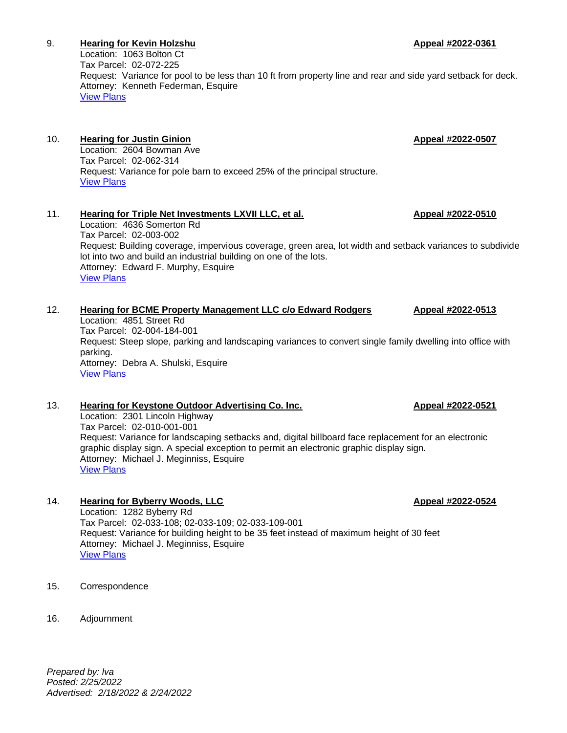9. **Hearing for Kevin Holzshu** **Appeal #2022-0361**

   Location: 1063 Bolton Ct
   Tax Parcel: 02-072-225
   Request: Variance for pool to be less than 10 ft from property line and rear and side yard setback for deck.
   Attorney: Kenneth Federman, Esquire
   View Plans

10. **Hearing for Justin Ginion** **Appeal #2022-0507**

    Location: 2604 Bowman Ave
    Tax Parcel: 02-062-314
    Request: Variance for pole barn to exceed 25% of the principal structure.
    View Plans

11. **Hearing for Triple Net Investments LXVII LLC, et al.** **Appeal #2022-0510**

    Location: 4636 Somerton Rd
    Tax Parcel: 02-003-002
    Request: Building coverage, impervious coverage, green area, lot width and setback variances to subdivide lot into two and build an industrial building on one of the lots.
    Attorney: Edward F. Murphy, Esquire
    View Plans

12. **Hearing for BCME Property Management LLC c/o Edward Rodgers** **Appeal #2022-0513**

    Location: 4851 Street Rd
    Tax Parcel: 02-004-184-001
    Request: Steep slope, parking and landscaping variances to convert single family dwelling into office with parking.
    Attorney: Debra A. Shulski, Esquire
    View Plans

13. **Hearing for Keystone Outdoor Advertising Co. Inc.** **Appeal #2022-0521**

    Location: 2301 Lincoln Highway
    Tax Parcel: 02-010-001-001
    Request: Variance for landscaping setbacks and, digital billboard face replacement for an electronic graphic display sign. A special exception to permit an electronic graphic display sign.
    Attorney: Michael J. Meginniss, Esquire
    View Plans

14. **Hearing for Byberry Woods, LLC** **Appeal #2022-0524**

    Location: 1282 Byberry Rd
    Tax Parcel: 02-033-108; 02-033-109; 02-033-109-001
    Request: Variance for building height to be 35 feet instead of maximum height of 30 feet
    Attorney: Michael J. Meginniss, Esquire
    View Plans

15. Correspondence

16. Adjournment

*Prepared by: lva*
*Posted: 2/25/2022*
*Advertised: 2/18/2022 & 2/24/2022*